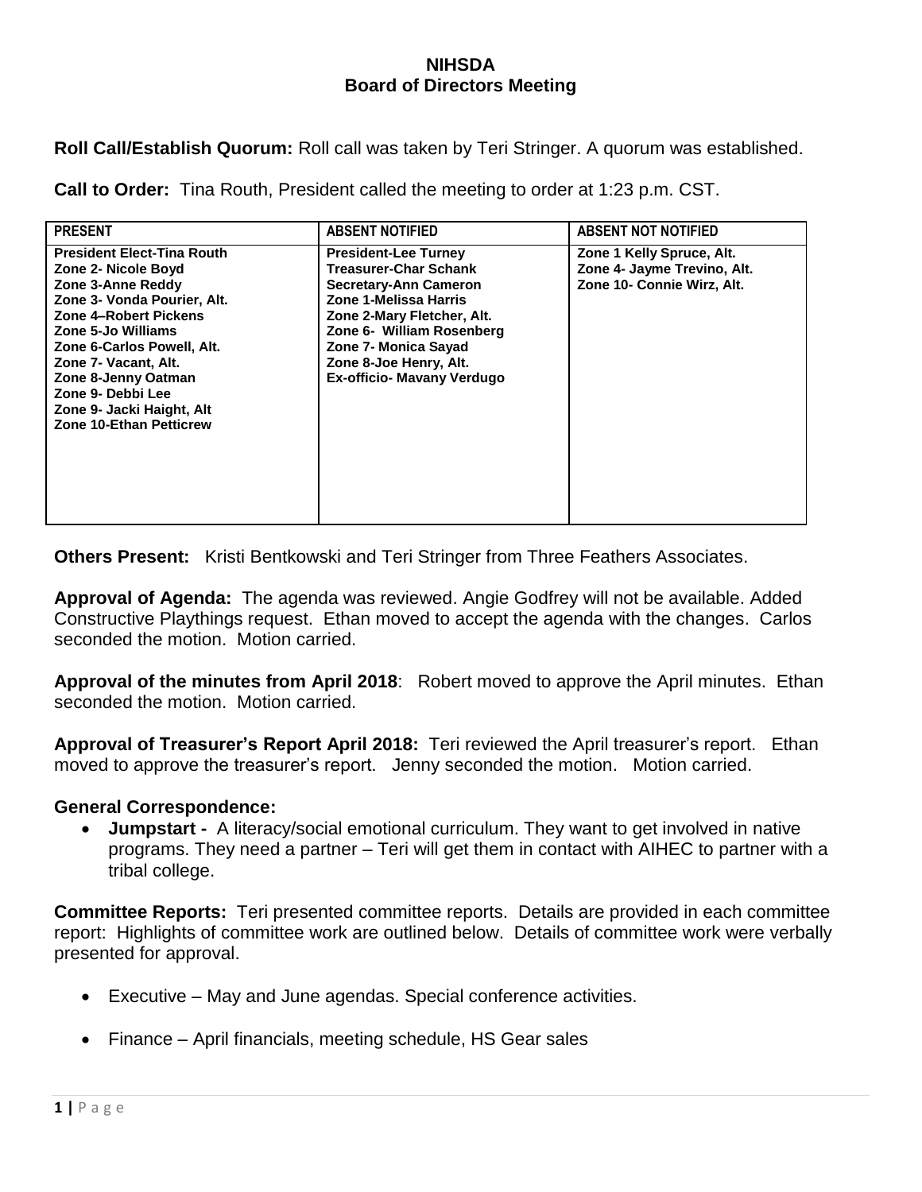# NIHSDA
## Board of Directors Meeting

**Roll Call/Establish Quorum:** Roll call was taken by Teri Stringer. A quorum was established.

**Call to Order:** Tina Routh, President called the meeting to order at 1:23 p.m. CST.

| PRESENT | ABSENT NOTIFIED | ABSENT NOT NOTIFIED |
|---|---|---|
| **President Elect-Tina Routh**<br>**Zone 2- Nicole Boyd**<br>**Zone 3-Anne Reddy**<br>**Zone 3- Vonda Pourier, Alt.**<br>**Zone 4–Robert Pickens**<br>**Zone 5-Jo Williams**<br>**Zone 6-Carlos Powell, Alt.**<br>**Zone 7- Vacant, Alt.**<br>**Zone 8-Jenny Oatman**<br>**Zone 9- Debbi Lee**<br>**Zone 9- Jacki Haight, Alt**<br>**Zone 10-Ethan Petticrew** | **President-Lee Turney**<br>**Treasurer-Char Schank**<br>**Secretary-Ann Cameron**<br>**Zone 1-Melissa Harris**<br>**Zone 2-Mary Fletcher, Alt.**<br>**Zone 6- William Rosenberg**<br>**Zone 7- Monica Sayad**<br>**Zone 8-Joe Henry, Alt.**<br>**Ex-officio- Mavany Verdugo** | **Zone 1 Kelly Spruce, Alt.**<br>**Zone 4- Jayme Trevino, Alt.**<br>**Zone 10- Connie Wirz, Alt.** |

**Others Present:** Kristi Bentkowski and Teri Stringer from Three Feathers Associates.

**Approval of Agenda:** The agenda was reviewed. Angie Godfrey will not be available. Added Constructive Playthings request. Ethan moved to accept the agenda with the changes. Carlos seconded the motion. Motion carried.

**Approval of the minutes from April 2018**: Robert moved to approve the April minutes. Ethan seconded the motion. Motion carried.

**Approval of Treasurer's Report April 2018:** Teri reviewed the April treasurer's report. Ethan moved to approve the treasurer's report. Jenny seconded the motion. Motion carried.

**General Correspondence:**

- **Jumpstart -** A literacy/social emotional curriculum. They want to get involved in native programs. They need a partner – Teri will get them in contact with AIHEC to partner with a tribal college.

**Committee Reports:** Teri presented committee reports. Details are provided in each committee report: Highlights of committee work are outlined below. Details of committee work were verbally presented for approval.

- Executive – May and June agendas. Special conference activities.
- Finance – April financials, meeting schedule, HS Gear sales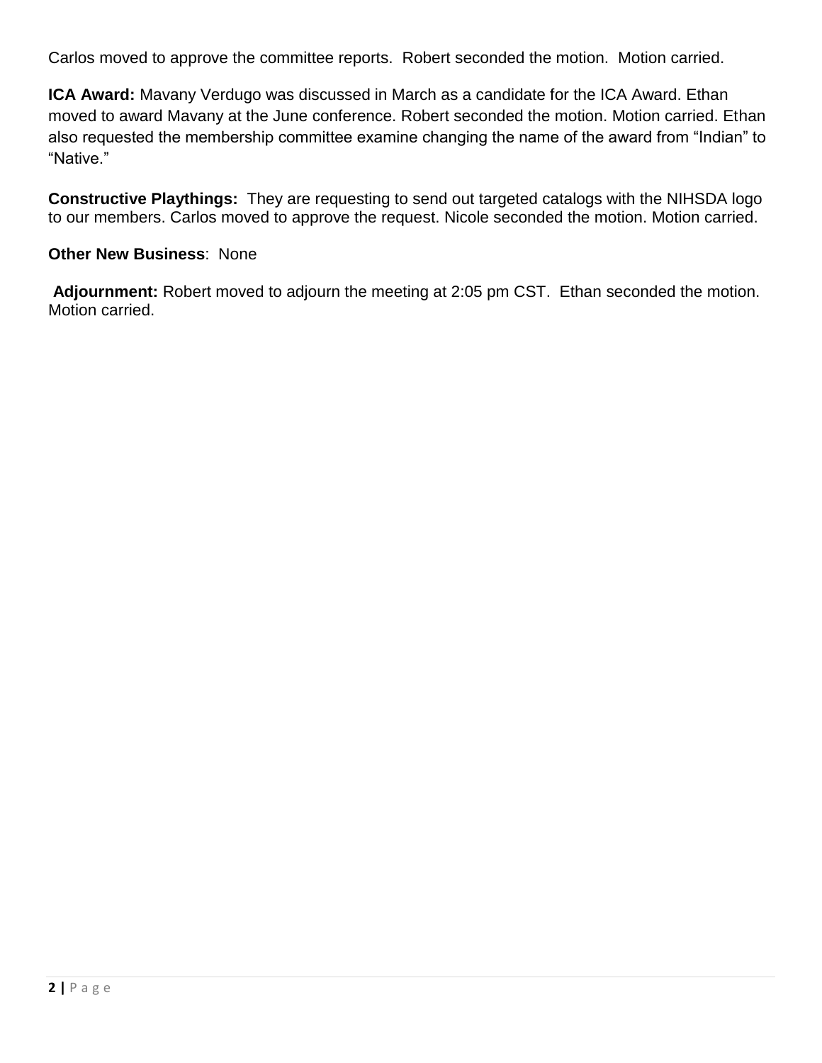Carlos moved to approve the committee reports. Robert seconded the motion. Motion carried.

**ICA Award:** Mavany Verdugo was discussed in March as a candidate for the ICA Award. Ethan moved to award Mavany at the June conference. Robert seconded the motion. Motion carried. Ethan also requested the membership committee examine changing the name of the award from “Indian” to “Native.”

**Constructive Playthings:** They are requesting to send out targeted catalogs with the NIHSDA logo to our members. Carlos moved to approve the request. Nicole seconded the motion. Motion carried.

**Other New Business**: None

**Adjournment:** Robert moved to adjourn the meeting at 2:05 pm CST. Ethan seconded the motion. Motion carried.